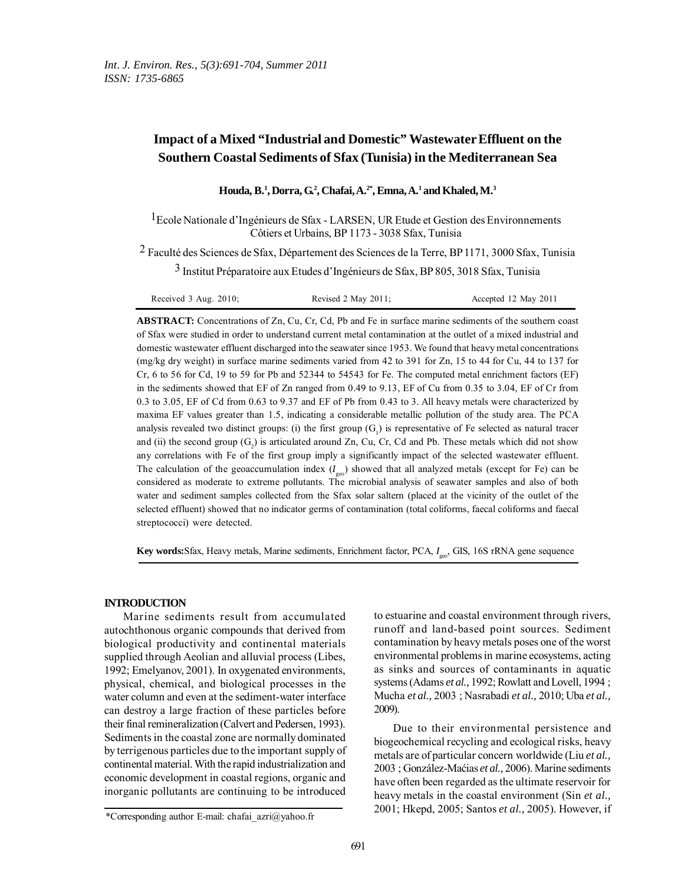# Impact of a Mixed "Industrial and Domestic" Wastewater Effluent on the Southern Coastal Sediments of Sfax (Tunisia) in the Mediterranean Sea

**Houda, B.[1], Dorra, G.[2], Chafai, A.[2*], Emna, A.[1] and Khaled, M.[3]**

[1] Ecole Nationale d'Ingénieurs de Sfax - LARSEN, UR Etude et Gestion des Environnements Côtiers et Urbains, BP 1173 - 3038 Sfax, Tunisia

[2] Faculté des Sciences de Sfax, Département des Sciences de la Terre, BP 1171, 3000 Sfax, Tunisia

[3] Institut Préparatoire aux Etudes d'Ingénieurs de Sfax, BP 805, 3018 Sfax, Tunisia

Received 3 Aug. 2010; Revised 2 May 2011; Accepted 12 May 2011

**ABSTRACT:** Concentrations of Zn, Cu, Cr, Cd, Pb and Fe in surface marine sediments of the southern coast of Sfax were studied in order to understand current metal contamination at the outlet of a mixed industrial and domestic wastewater effluent discharged into the seawater since 1953. We found that heavy metal concentrations (mg/kg dry weight) in surface marine sediments varied from 42 to 391 for Zn, 15 to 44 for Cu, 44 to 137 for Cr, 6 to 56 for Cd, 19 to 59 for Pb and 52344 to 54543 for Fe. The computed metal enrichment factors (EF) in the sediments showed that EF of Zn ranged from 0.49 to 9.13, EF of Cu from 0.35 to 3.04, EF of Cr from 0.3 to 3.05, EF of Cd from 0.63 to 9.37 and EF of Pb from 0.43 to 3. All heavy metals were characterized by maxima EF values greater than 1.5, indicating a considerable metallic pollution of the study area. The PCA analysis revealed two distinct groups: (i) the first group ($G_1$) is representative of Fe selected as natural tracer and (ii) the second group ($G_2$) is articulated around Zn, Cu, Cr, Cd and Pb. These metals which did not show any correlations with Fe of the first group imply a significantly impact of the selected wastewater effluent. The calculation of the geoaccumulation index ($I_{geo}$) showed that all analyzed metals (except for Fe) can be considered as moderate to extreme pollutants. The microbial analysis of seawater samples and also of both water and sediment samples collected from the Sfax solar saltern (placed at the vicinity of the outlet of the selected effluent) showed that no indicator germs of contamination (total coliforms, faecal coliforms and faecal streptococci) were detected.

**Key words:** Sfax, Heavy metals, Marine sediments, Enrichment factor, PCA, $I_{geo}$, GIS, 16S rRNA gene sequence

## INTRODUCTION

Marine sediments result from accumulated autochthonous organic compounds that derived from biological productivity and continental materials supplied through Aeolian and alluvial process (Libes, 1992; Emelyanov, 2001). In oxygenated environments, physical, chemical, and biological processes in the water column and even at the sediment-water interface can destroy a large fraction of these particles before their final remineralization (Calvert and Pedersen, 1993). Sediments in the coastal zone are normally dominated by terrigenous particles due to the important supply of continental material. With the rapid industrialization and economic development in coastal regions, organic and inorganic pollutants are continuing to be introduced to estuarine and coastal environment through rivers, runoff and land-based point sources. Sediment contamination by heavy metals poses one of the worst environmental problems in marine ecosystems, acting as sinks and sources of contaminants in aquatic systems (Adams *et al.,* 1992; Rowlatt and Lovell, 1994 ; Mucha *et al.,* 2003 ; Nasrabadi *et al.,* 2010; Uba *et al.,* 2009).

Due to their environmental persistence and biogeochemical recycling and ecological risks, heavy metals are of particular concern worldwide (Liu *et al.,* 2003 ; González-Maćias *et al.,* 2006). Marine sediments have often been regarded as the ultimate reservoir for heavy metals in the coastal environment (Sin *et al.,* 2001; Hkepd, 2005; Santos *et al.,* 2005). However, if

*Corresponding author E-mail: chafai_azri@yahoo.fr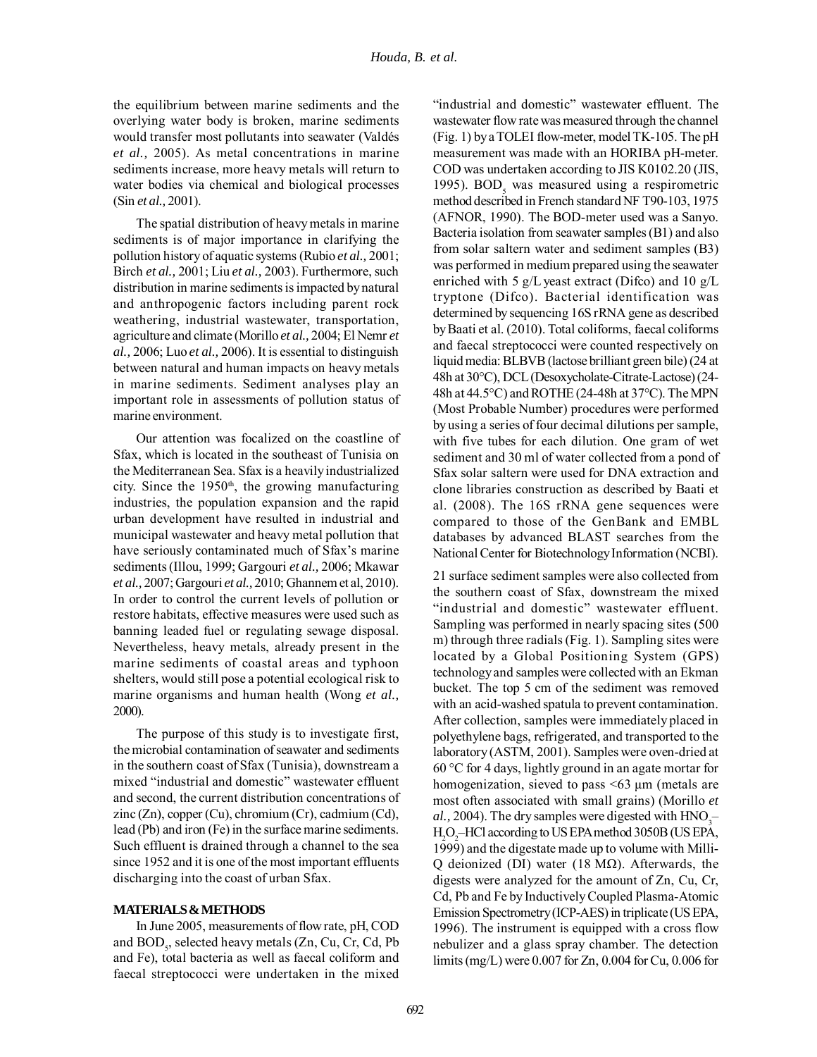the equilibrium between marine sediments and the overlying water body is broken, marine sediments would transfer most pollutants into seawater (Valdés *et al.,* 2005). As metal concentrations in marine sediments increase, more heavy metals will return to water bodies via chemical and biological processes (Sin *et al.,* 2001).

The spatial distribution of heavy metals in marine sediments is of major importance in clarifying the pollution history of aquatic systems (Rubio *et al.,* 2001; Birch *et al.,* 2001; Liu *et al.,* 2003). Furthermore, such distribution in marine sediments is impacted by natural and anthropogenic factors including parent rock weathering, industrial wastewater, transportation, agriculture and climate (Morillo *et al.,* 2004; El Nemr *et al.,* 2006; Luo *et al.,* 2006). It is essential to distinguish between natural and human impacts on heavy metals in marine sediments. Sediment analyses play an important role in assessments of pollution status of marine environment.

Our attention was focalized on the coastline of Sfax, which is located in the southeast of Tunisia on the Mediterranean Sea. Sfax is a heavily industrialized city. Since the $1950^{th}$, the growing manufacturing industries, the population expansion and the rapid urban development have resulted in industrial and municipal wastewater and heavy metal pollution that have seriously contaminated much of Sfax's marine sediments (Illou, 1999; Gargouri *et al.,* 2006; Mkawar *et al.,* 2007; Gargouri *et al.,* 2010; Ghannem et al, 2010). In order to control the current levels of pollution or restore habitats, effective measures were used such as banning leaded fuel or regulating sewage disposal. Nevertheless, heavy metals, already present in the marine sediments of coastal areas and typhoon shelters, would still pose a potential ecological risk to marine organisms and human health (Wong *et al.,* 2000).

The purpose of this study is to investigate first, the microbial contamination of seawater and sediments in the southern coast of Sfax (Tunisia), downstream a mixed "industrial and domestic" wastewater effluent and second, the current distribution concentrations of zinc (Zn), copper (Cu), chromium (Cr), cadmium (Cd), lead (Pb) and iron (Fe) in the surface marine sediments. Such effluent is drained through a channel to the sea since 1952 and it is one of the most important effluents discharging into the coast of urban Sfax.

## MATERIALS & METHODS

In June 2005, measurements of flow rate, pH, COD and $BOD_5$, selected heavy metals (Zn, Cu, Cr, Cd, Pb and Fe), total bacteria as well as faecal coliform and faecal streptococci were undertaken in the mixed "industrial and domestic" wastewater effluent. The wastewater flow rate was measured through the channel (Fig. 1) by a TOLEI flow-meter, model TK-105. The pH measurement was made with an HORIBA pH-meter. COD was undertaken according to JIS K0102.20 (JIS, 1995). $BOD_5$ was measured using a respirometric method described in French standard NF T90-103, 1975 (AFNOR, 1990). The BOD-meter used was a Sanyo. Bacteria isolation from seawater samples (B1) and also from solar saltern water and sediment samples (B3) was performed in medium prepared using the seawater enriched with 5 g/L yeast extract (Difco) and 10 g/L tryptone (Difco). Bacterial identification was determined by sequencing 16S rRNA gene as described by Baati et al. (2010). Total coliforms, faecal coliforms and faecal streptococci were counted respectively on liquid media: BLBVB (lactose brilliant green bile) (24 at 48h at 30°C), DCL (Desoxycholate-Citrate-Lactose) (24-48h at 44.5°C) and ROTHE (24-48h at 37°C). The MPN (Most Probable Number) procedures were performed by using a series of four decimal dilutions per sample, with five tubes for each dilution. One gram of wet sediment and 30 ml of water collected from a pond of Sfax solar saltern were used for DNA extraction and clone libraries construction as described by Baati et al. (2008). The 16S rRNA gene sequences were compared to those of the GenBank and EMBL databases by advanced BLAST searches from the National Center for Biotechnology Information (NCBI).

21 surface sediment samples were also collected from the southern coast of Sfax, downstream the mixed "industrial and domestic" wastewater effluent. Sampling was performed in nearly spacing sites (500 m) through three radials (Fig. 1). Sampling sites were located by a Global Positioning System (GPS) technology and samples were collected with an Ekman bucket. The top 5 cm of the sediment was removed with an acid-washed spatula to prevent contamination. After collection, samples were immediately placed in polyethylene bags, refrigerated, and transported to the laboratory (ASTM, 2001). Samples were oven-dried at 60 °C for 4 days, lightly ground in an agate mortar for homogenization, sieved to pass <63 µm (metals are most often associated with small grains) (Morillo *et al.,* 2004). The dry samples were digested with $HNO_3$–$H_2O_2$–HCl according to US EPA method 3050B (US EPA, 1999) and the digestate made up to volume with Milli-Q deionized (DI) water (18 MΩ). Afterwards, the digests were analyzed for the amount of Zn, Cu, Cr, Cd, Pb and Fe by Inductively Coupled Plasma-Atomic Emission Spectrometry (ICP-AES) in triplicate (US EPA, 1996). The instrument is equipped with a cross flow nebulizer and a glass spray chamber. The detection limits (mg/L) were 0.007 for Zn, 0.004 for Cu, 0.006 for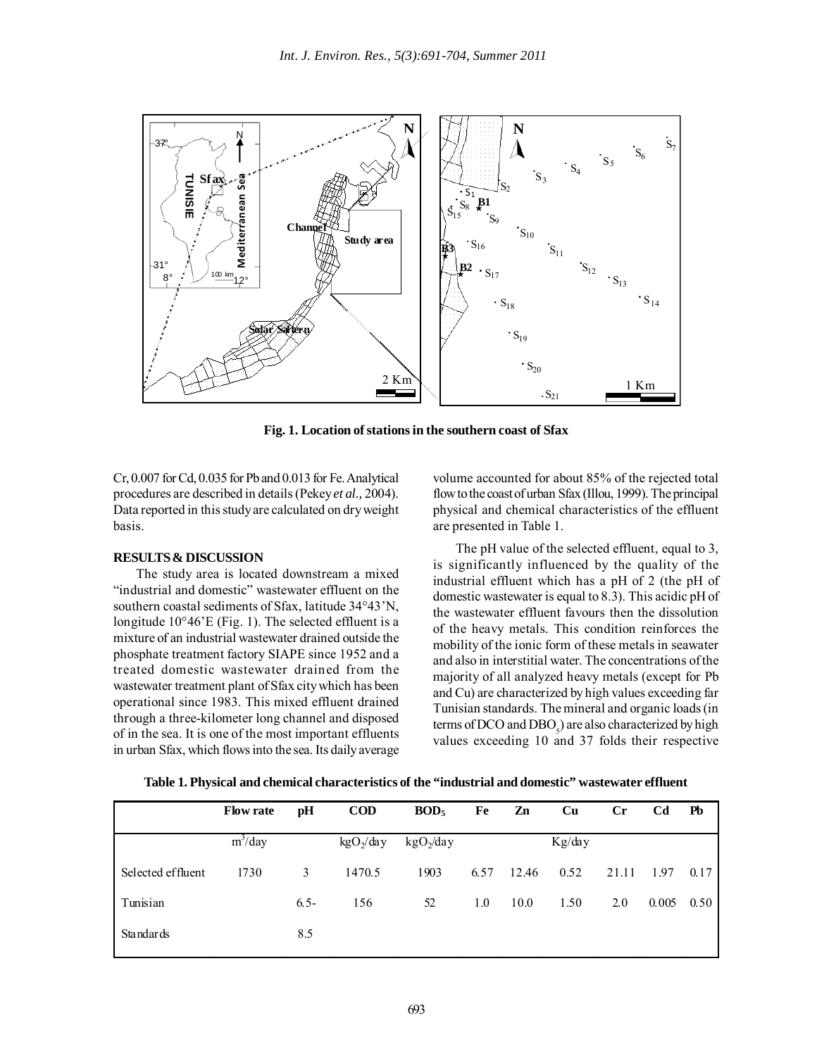Fig. 1. Location of stations in the southern coast of Sfax

Cr, 0.007 for Cd, 0.035 for Pb and 0.013 for Fe. Analytical procedures are described in details (Pekey *et al.,* 2004). Data reported in this study are calculated on dry weight basis.

## RESULTS & DISCUSSION

The study area is located downstream a mixed "industrial and domestic" wastewater effluent on the southern coastal sediments of Sfax, latitude 34°43'N, longitude 10°46'E (Fig. 1). The selected effluent is a mixture of an industrial wastewater drained outside the phosphate treatment factory SIAPE since 1952 and a treated domestic wastewater drained from the wastewater treatment plant of Sfax city which has been operational since 1983. This mixed effluent drained through a three-kilometer long channel and disposed of in the sea. It is one of the most important effluents in urban Sfax, which flows into the sea. Its daily average volume accounted for about 85% of the rejected total flow to the coast of urban Sfax (Illou, 1999). The principal physical and chemical characteristics of the effluent are presented in Table 1.

The pH value of the selected effluent, equal to 3, is significantly influenced by the quality of the industrial effluent which has a pH of 2 (the pH of domestic wastewater is equal to 8.3). This acidic pH of the wastewater effluent favours then the dissolution of the heavy metals. This condition reinforces the mobility of the ionic form of these metals in seawater and also in interstitial water. The concentrations of the majority of all analyzed heavy metals (except for Pb and Cu) are characterized by high values exceeding far Tunisian standards. The mineral and organic loads (in terms of DCO and $DBO_5$) are also characterized by high values exceeding 10 and 37 folds their respective

**Table 1. Physical and chemical characteristics of the "industrial and domestic" wastewater effluent**

| | Flow rate | pH | COD | $BOD_5$ | Fe | Zn | Cu | Cr | Cd | Pb |
|---|---|---|---|---|---|---|---|---|---|---|
| | $m^3$/day | | $kgO_2$/day | $kgO_2$/day | | | Kg/day | | | |
| Selected effluent | 1730 | 3 | 1470.5 | 1903 | 6.57 | 12.46 | 0.52 | 21.11 | 1.97 | 0.17 |
| Tunisian Standards | | 6.5-8.5 | 156 | 52 | 1.0 | 10.0 | 1.50 | 2.0 | 0.005 | 0.50 |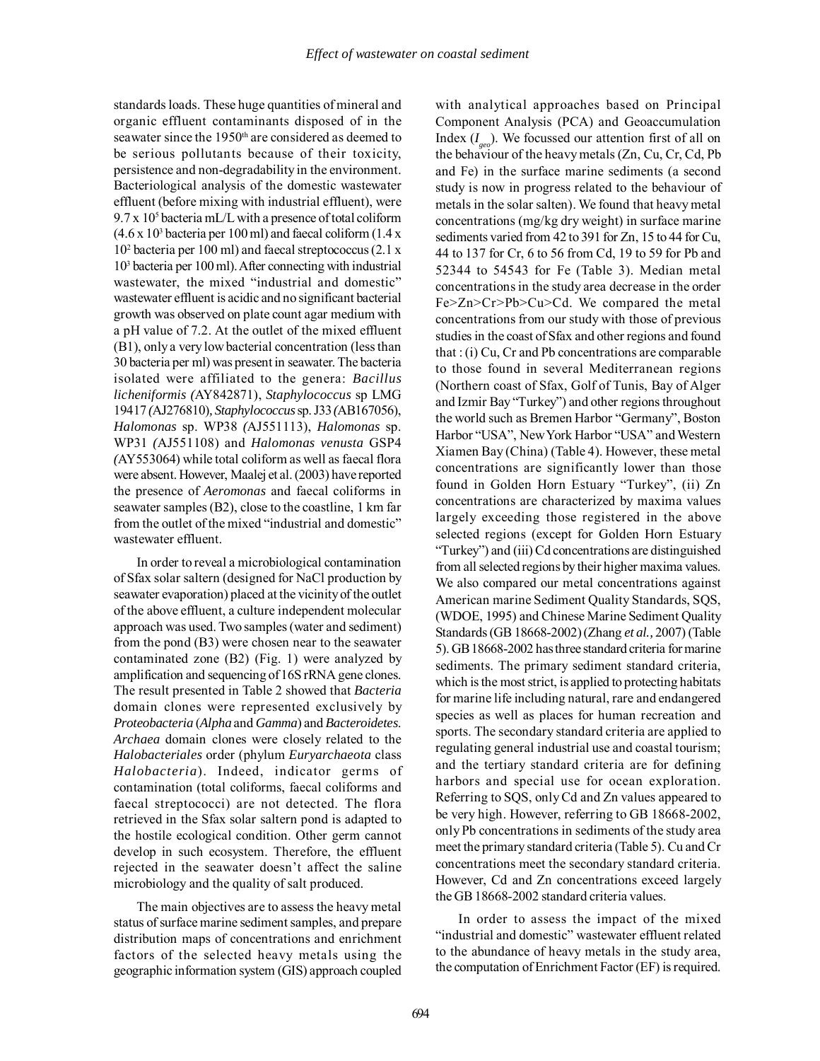standards loads. These huge quantities of mineral and organic effluent contaminants disposed of in the seawater since the 1950[th] are considered as deemed to be serious pollutants because of their toxicity, persistence and non-degradability in the environment. Bacteriological analysis of the domestic wastewater effluent (before mixing with industrial effluent), were $9.7 \times 10^5$ bacteria mL/L with a presence of total coliform ($4.6 \times 10^3$ bacteria per 100 ml) and faecal coliform ($1.4 \times 10^2$ bacteria per 100 ml) and faecal streptococcus ($2.1 \times 10^3$ bacteria per 100 ml). After connecting with industrial wastewater, the mixed "industrial and domestic" wastewater effluent is acidic and no significant bacterial growth was observed on plate count agar medium with a pH value of 7.2. At the outlet of the mixed effluent (B1), only a very low bacterial concentration (less than 30 bacteria per ml) was present in seawater. The bacteria isolated were affiliated to the genera: *Bacillus licheniformis (*AY842871), *Staphylococcus* sp LMG 19417 *(*AJ276810)*, Staphylococcus* sp. J33 *(*AB167056), *Halomonas* sp. WP38 *(*AJ551113), *Halomonas* sp. WP31 *(*AJ551108) and *Halomonas venusta* GSP4 *(*AY553064) while total coliform as well as faecal flora were absent. However, Maalej et al. (2003) have reported the presence of *Aeromonas* and faecal coliforms in seawater samples (B2), close to the coastline, 1 km far from the outlet of the mixed "industrial and domestic" wastewater effluent.

In order to reveal a microbiological contamination of Sfax solar saltern (designed for NaCl production by seawater evaporation) placed at the vicinity of the outlet of the above effluent, a culture independent molecular approach was used. Two samples (water and sediment) from the pond (B3) were chosen near to the seawater contaminated zone (B2) (Fig. 1) were analyzed by amplification and sequencing of 16S rRNA gene clones. The result presented in Table 2 showed that *Bacteria* domain clones were represented exclusively by *Proteobacteria* (*Alpha* and *Gamma*) and *Bacteroidetes*. *Archaea* domain clones were closely related to the *Halobacteriales* order (phylum *Euryarchaeota* class *Halobacteria*). Indeed, indicator germs of contamination (total coliforms, faecal coliforms and faecal streptococci) are not detected. The flora retrieved in the Sfax solar saltern pond is adapted to the hostile ecological condition. Other germ cannot develop in such ecosystem. Therefore, the effluent rejected in the seawater doesn't affect the saline microbiology and the quality of salt produced.

The main objectives are to assess the heavy metal status of surface marine sediment samples, and prepare distribution maps of concentrations and enrichment factors of the selected heavy metals using the geographic information system (GIS) approach coupled with analytical approaches based on Principal Component Analysis (PCA) and Geoaccumulation Index ($I_{geo}$). We focussed our attention first of all on the behaviour of the heavy metals (Zn, Cu, Cr, Cd, Pb and Fe) in the surface marine sediments (a second study is now in progress related to the behaviour of metals in the solar salten). We found that heavy metal concentrations (mg/kg dry weight) in surface marine sediments varied from 42 to 391 for Zn, 15 to 44 for Cu, 44 to 137 for Cr, 6 to 56 from Cd, 19 to 59 for Pb and 52344 to 54543 for Fe (Table 3). Median metal concentrations in the study area decrease in the order Fe>Zn>Cr>Pb>Cu>Cd. We compared the metal concentrations from our study with those of previous studies in the coast of Sfax and other regions and found that : (i) Cu, Cr and Pb concentrations are comparable to those found in several Mediterranean regions (Northern coast of Sfax, Golf of Tunis, Bay of Alger and Izmir Bay "Turkey") and other regions throughout the world such as Bremen Harbor "Germany", Boston Harbor "USA", New York Harbor "USA" and Western Xiamen Bay (China) (Table 4). However, these metal concentrations are significantly lower than those found in Golden Horn Estuary "Turkey", (ii) Zn concentrations are characterized by maxima values largely exceeding those registered in the above selected regions (except for Golden Horn Estuary "Turkey") and (iii) Cd concentrations are distinguished from all selected regions by their higher maxima values. We also compared our metal concentrations against American marine Sediment Quality Standards, SQS, (WDOE, 1995) and Chinese Marine Sediment Quality Standards (GB 18668-2002) (Zhang *et al.,* 2007) (Table 5). GB 18668-2002 has three standard criteria for marine sediments. The primary sediment standard criteria, which is the most strict, is applied to protecting habitats for marine life including natural, rare and endangered species as well as places for human recreation and sports. The secondary standard criteria are applied to regulating general industrial use and coastal tourism; and the tertiary standard criteria are for defining harbors and special use for ocean exploration. Referring to SQS, only Cd and Zn values appeared to be very high. However, referring to GB 18668-2002, only Pb concentrations in sediments of the study area meet the primary standard criteria (Table 5). Cu and Cr concentrations meet the secondary standard criteria. However, Cd and Zn concentrations exceed largely the GB 18668-2002 standard criteria values.

In order to assess the impact of the mixed "industrial and domestic" wastewater effluent related to the abundance of heavy metals in the study area, the computation of Enrichment Factor (EF) is required.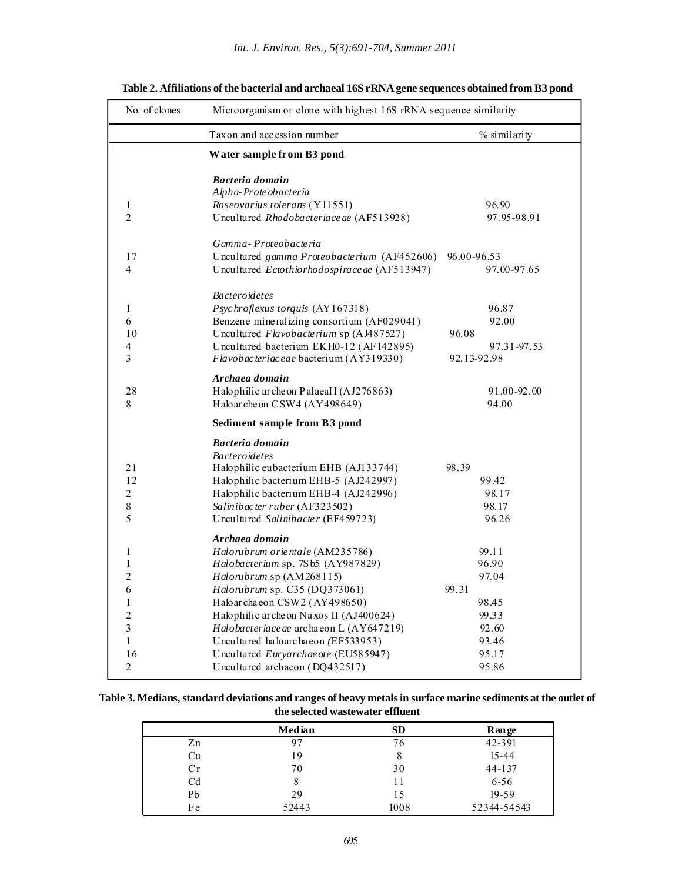**Table 2. Affiliations of the bacterial and archaeal 16S rRNA gene sequences obtained from B3 pond**

| No. of clones | Microorganism or clone with highest 16S rRNA sequence similarity | |
|---|---|---|
| | Taxon and accession number | % similarity |
| | **Water sample from B3 pond** | |
| | ***Bacteria domain*** | |
| | *Alpha-Proteobacteria* | |
| 1 | *Roseovarius tolerans* (Y11551) | 96.90 |
| 2 | Uncultured *Rhodobacteriaceae* (AF513928) | 97.95-98.91 |
| | *Gamma- Proteobacteria* | |
| 17 | Uncultured *gamma Proteobacterium* (AF452606) | 96.00-96.53 |
| 4 | Uncultured *Ectothiorhodospiraceae* (AF513947) | 97.00-97.65 |
| | *Bacteroidetes* | |
| 1 | *Psychroflexus torquis* (AY167318) | 96.87 |
| 6 | Benzene mineralizing consortium (AF029041) | 92.00 |
| 10 | Uncultured *Flavobacterium* sp (AJ487527) | 96.08 |
| 4 | Uncultured bacterium EKH0-12 (AF142895) | 97.31-97.53 |
| 3 | *Flavobacteriaceae* bacterium (AY319330) | 92.13-92.98 |
| | ***Archaea domain*** | |
| 28 | Halophilic archeon PalaeaII (AJ276863) | 91.00-92.00 |
| 8 | Haloarcheon CSW4 (AY498649) | 94.00 |
| | **Sediment sample from B3 pond** | |
| | ***Bacteria domain*** | |
| | *Bacteroidetes* | |
| 21 | Halophilic eubacterium EHB (AJ133744) | 98.39 |
| 12 | Halophilic bacterium EHB-5 (AJ242997) | 99.42 |
| 2 | Halophilic bacterium EHB-4 (AJ242996) | 98.17 |
| 8 | *Salinibacter ruber* (AF323502) | 98.17 |
| 5 | Uncultured *Salinibacter* (EF459723) | 96.26 |
| | ***Archaea domain*** | |
| 1 | *Halorubrum orientale* (AM235786) | 99.11 |
| 1 | *Halobacterium* sp. 7Sb5 (AY987829) | 96.90 |
| 2 | *Halorubrum* sp (AM268115) | 97.04 |
| 6 | *Halorubrum* sp. C35 (DQ373061) | 99.31 |
| 1 | Haloarchaeon CSW2 (AY498650) | 98.45 |
| 2 | Halophilic archeon Naxos II (AJ400624) | 99.33 |
| 3 | *Halobacteriaceae* archaeon L (AY647219) | 92.60 |
| 1 | Uncultured haloarchaeon (EF533953) | 93.46 |
| 16 | Uncultured *Euryarchaeote* (EU585947) | 95.17 |
| 2 | Uncultured archaeon (DQ432517) | 95.86 |

**Table 3. Medians, standard deviations and ranges of heavy metals in surface marine sediments at the outlet of the selected wastewater effluent**

| | Median | SD | Range |
|---|---|---|---|
| Zn | 97 | 76 | 42-391 |
| Cu | 19 | 8 | 15-44 |
| Cr | 70 | 30 | 44-137 |
| Cd | 8 | 11 | 6-56 |
| Pb | 29 | 15 | 19-59 |
| Fe | 52443 | 1008 | 52344-54543 |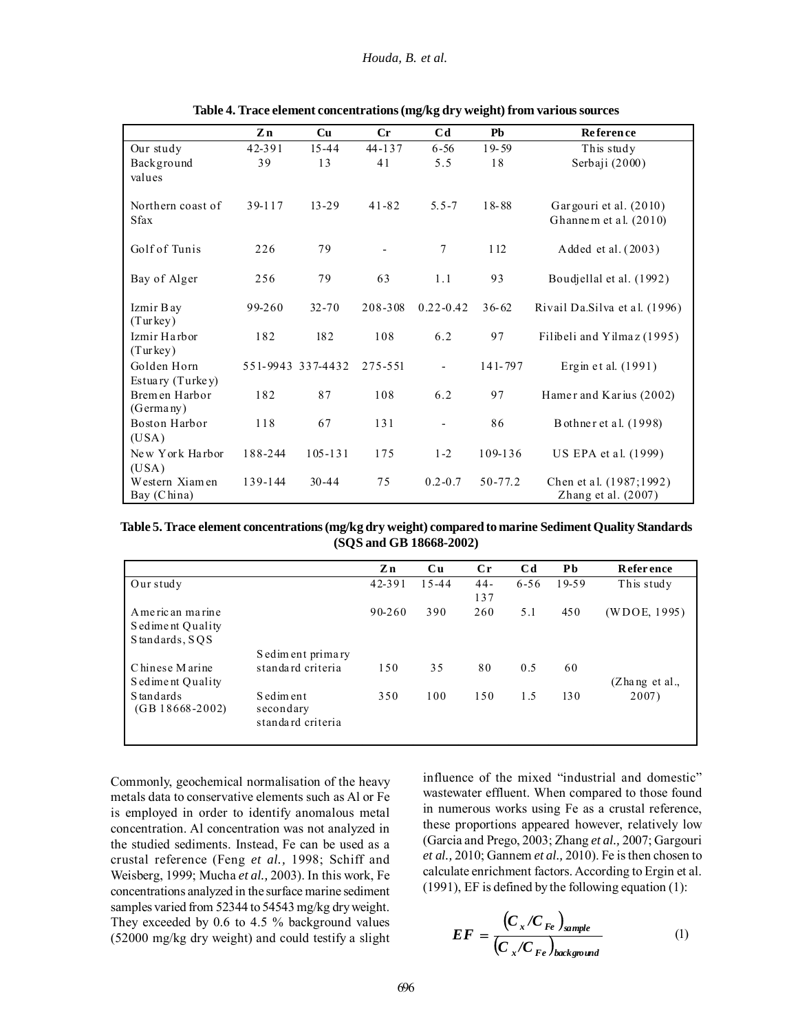**Table 4. Trace element concentrations (mg/kg dry weight) from various sources**

| | Zn | Cu | Cr | Cd | Pb | Reference |
|---|---|---|---|---|---|---|
| Our study | 42-391 | 15-44 | 44-137 | 6-56 | 19-59 | This study |
| Background values | 39 | 13 | 41 | 5.5 | 18 | Serbaji (2000) |
| Northern coast of Sfax | 39-117 | 13-29 | 41-82 | 5.5-7 | 18-88 | Gargouri et al. (2010) Ghannem et al. (2010) |
| Golf of Tunis | 226 | 79 | - | 7 | 112 | Added et al. (2003) |
| Bay of Alger | 256 | 79 | 63 | 1.1 | 93 | Boudjellal et al. (1992) |
| Izmir Bay (Turkey) | 99-260 | 32-70 | 208-308 | 0.22-0.42 | 36-62 | Rivail Da.Silva et al. (1996) |
| Izmir Harbor (Turkey) | 182 | 182 | 108 | 6.2 | 97 | Filibeli and Yilmaz (1995) |
| Golden Horn Estuary (Turkey) | 551-9943 | 337-4432 | 275-551 | - | 141-797 | Ergin et al. (1991) |
| Bremen Harbor (Germany) | 182 | 87 | 108 | 6.2 | 97 | Hamer and Karius (2002) |
| Boston Harbor (USA) | 118 | 67 | 131 | - | 86 | Bothner et al. (1998) |
| New York Harbor (USA) | 188-244 | 105-131 | 175 | 1-2 | 109-136 | US EPA et al. (1999) |
| Western Xiamen Bay (China) | 139-144 | 30-44 | 75 | 0.2-0.7 | 50-77.2 | Chen et al. (1987;1992) Zhang et al. (2007) |

**Table 5. Trace element concentrations (mg/kg dry weight) compared to marine Sediment Quality Standards (SQS and GB 18668-2002)**

| | | Zn | Cu | Cr | Cd | Pb | Reference |
|---|---|---|---|---|---|---|---|
| Our study | | 42-391 | 15-44 | 44-137 | 6-56 | 19-59 | This study |
| American marine Sediment Quality Standards, SQS | | 90-260 | 390 | 260 | 5.1 | 450 | (WDOE, 1995) |
| Chinese Marine Sediment Quality Standards (GB 18668-2002) | Sediment primary standard criteria | 150 | 35 | 80 | 0.5 | 60 | (Zhang et al., 2007) |
| | Sediment secondary standard criteria | 350 | 100 | 150 | 1.5 | 130 | |

Commonly, geochemical normalisation of the heavy metals data to conservative elements such as Al or Fe is employed in order to identify anomalous metal concentration. Al concentration was not analyzed in the studied sediments. Instead, Fe can be used as a crustal reference (Feng *et al.,* 1998; Schiff and Weisberg, 1999; Mucha *et al.,* 2003). In this work, Fe concentrations analyzed in the surface marine sediment samples varied from 52344 to 54543 mg/kg dry weight. They exceeded by 0.6 to 4.5 % background values (52000 mg/kg dry weight) and could testify a slight influence of the mixed "industrial and domestic" wastewater effluent. When compared to those found in numerous works using Fe as a crustal reference, these proportions appeared however, relatively low (Garcia and Prego, 2003; Zhang *et al.,* 2007; Gargouri *et al.,* 2010; Gannem *et al.,* 2010). Fe is then chosen to calculate enrichment factors. According to Ergin et al. (1991), EF is defined by the following equation (1):

$$EF = \frac{(C_x / C_{Fe})_{sample}}{(C_x / C_{Fe})_{background}} \qquad (1)$$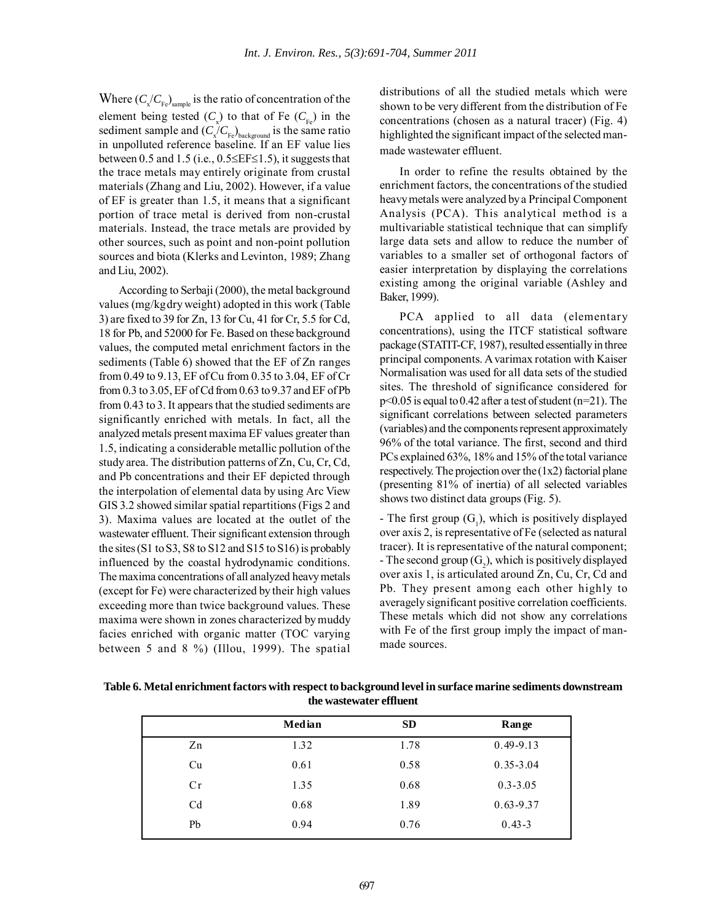Where $(C_x/C_{Fe})_{sample}$ is the ratio of concentration of the element being tested ($C_x$) to that of Fe ($C_{Fe}$) in the sediment sample and $(C_x/C_{Fe})_{background}$ is the same ratio in unpolluted reference baseline. If an EF value lies between 0.5 and 1.5 (i.e., $0.5 \leq EF \leq 1.5$), it suggests that the trace metals may entirely originate from crustal materials (Zhang and Liu, 2002). However, if a value of EF is greater than 1.5, it means that a significant portion of trace metal is derived from non-crustal materials. Instead, the trace metals are provided by other sources, such as point and non-point pollution sources and biota (Klerks and Levinton, 1989; Zhang and Liu, 2002).

According to Serbaji (2000), the metal background values (mg/kg dry weight) adopted in this work (Table 3) are fixed to 39 for Zn, 13 for Cu, 41 for Cr, 5.5 for Cd, 18 for Pb, and 52000 for Fe. Based on these background values, the computed metal enrichment factors in the sediments (Table 6) showed that the EF of Zn ranges from 0.49 to 9.13, EF of Cu from 0.35 to 3.04, EF of Cr from 0.3 to 3.05, EF of Cd from 0.63 to 9.37 and EF of Pb from 0.43 to 3. It appears that the studied sediments are significantly enriched with metals. In fact, all the analyzed metals present maxima EF values greater than 1.5, indicating a considerable metallic pollution of the study area. The distribution patterns of Zn, Cu, Cr, Cd, and Pb concentrations and their EF depicted through the interpolation of elemental data by using Arc View GIS 3.2 showed similar spatial repartitions (Figs 2 and 3). Maxima values are located at the outlet of the wastewater effluent. Their significant extension through the sites (S1 to S3, S8 to S12 and S15 to S16) is probably influenced by the coastal hydrodynamic conditions. The maxima concentrations of all analyzed heavy metals (except for Fe) were characterized by their high values exceeding more than twice background values. These maxima were shown in zones characterized by muddy facies enriched with organic matter (TOC varying between 5 and 8 %) (Illou, 1999). The spatial distributions of all the studied metals which were shown to be very different from the distribution of Fe concentrations (chosen as a natural tracer) (Fig. 4) highlighted the significant impact of the selected man-made wastewater effluent.

In order to refine the results obtained by the enrichment factors, the concentrations of the studied heavy metals were analyzed by a Principal Component Analysis (PCA). This analytical method is a multivariable statistical technique that can simplify large data sets and allow to reduce the number of variables to a smaller set of orthogonal factors of easier interpretation by displaying the correlations existing among the original variable (Ashley and Baker, 1999).

PCA applied to all data (elementary concentrations), using the ITCF statistical software package (STATIT-CF, 1987), resulted essentially in three principal components. A varimax rotation with Kaiser Normalisation was used for all data sets of the studied sites. The threshold of significance considered for $p<0.05$ is equal to 0.42 after a test of student (n=21). The significant correlations between selected parameters (variables) and the components represent approximately 96% of the total variance. The first, second and third PCs explained 63%, 18% and 15% of the total variance respectively. The projection over the (1x2) factorial plane (presenting 81% of inertia) of all selected variables shows two distinct data groups (Fig. 5).

- The first group ($G_1$), which is positively displayed over axis 2, is representative of Fe (selected as natural tracer). It is representative of the natural component;
- The second group ($G_2$), which is positively displayed over axis 1, is articulated around Zn, Cu, Cr, Cd and Pb. They present among each other highly to averagely significant positive correlation coefficients. These metals which did not show any correlations with Fe of the first group imply the impact of man-made sources.

**Table 6. Metal enrichment factors with respect to background level in surface marine sediments downstream the wastewater effluent**

| | Median | SD | Range |
|---|---|---|---|
| Zn | 1.32 | 1.78 | 0.49-9.13 |
| Cu | 0.61 | 0.58 | 0.35-3.04 |
| Cr | 1.35 | 0.68 | 0.3-3.05 |
| Cd | 0.68 | 1.89 | 0.63-9.37 |
| Pb | 0.94 | 0.76 | 0.43-3 |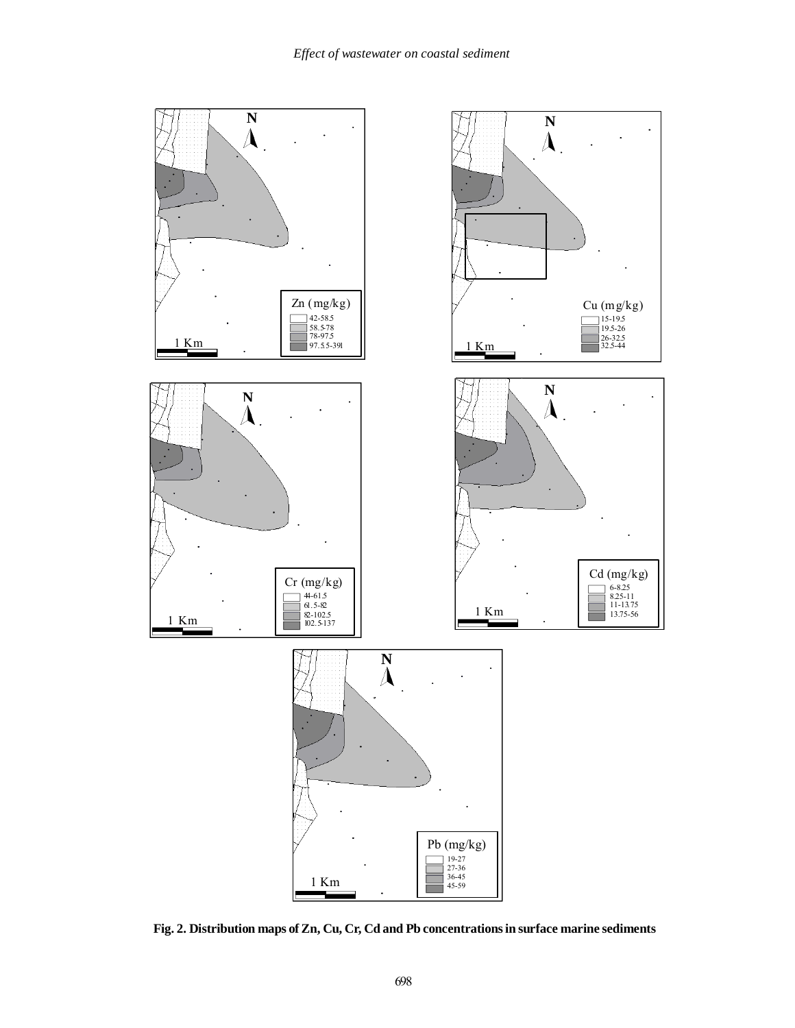Zn (mg/kg)

42-58.5
58.5-78
78-97.5
97.55-391

1 Km

Cu (mg/kg)

15-19.5
19.5-26
26-32.5
32.5-44

1 Km

Cr (mg/kg)

44-61.5
61.5-82
82-102.5
102.5-137

1 Km

Cd (mg/kg)

6-8.25
8.25-11
11-13.75
13.75-56

1 Km

Pb (mg/kg)

19-27
27-36
36-45
45-59

1 Km

**Fig. 2. Distribution maps of Zn, Cu, Cr, Cd and Pb concentrations in surface marine sediments**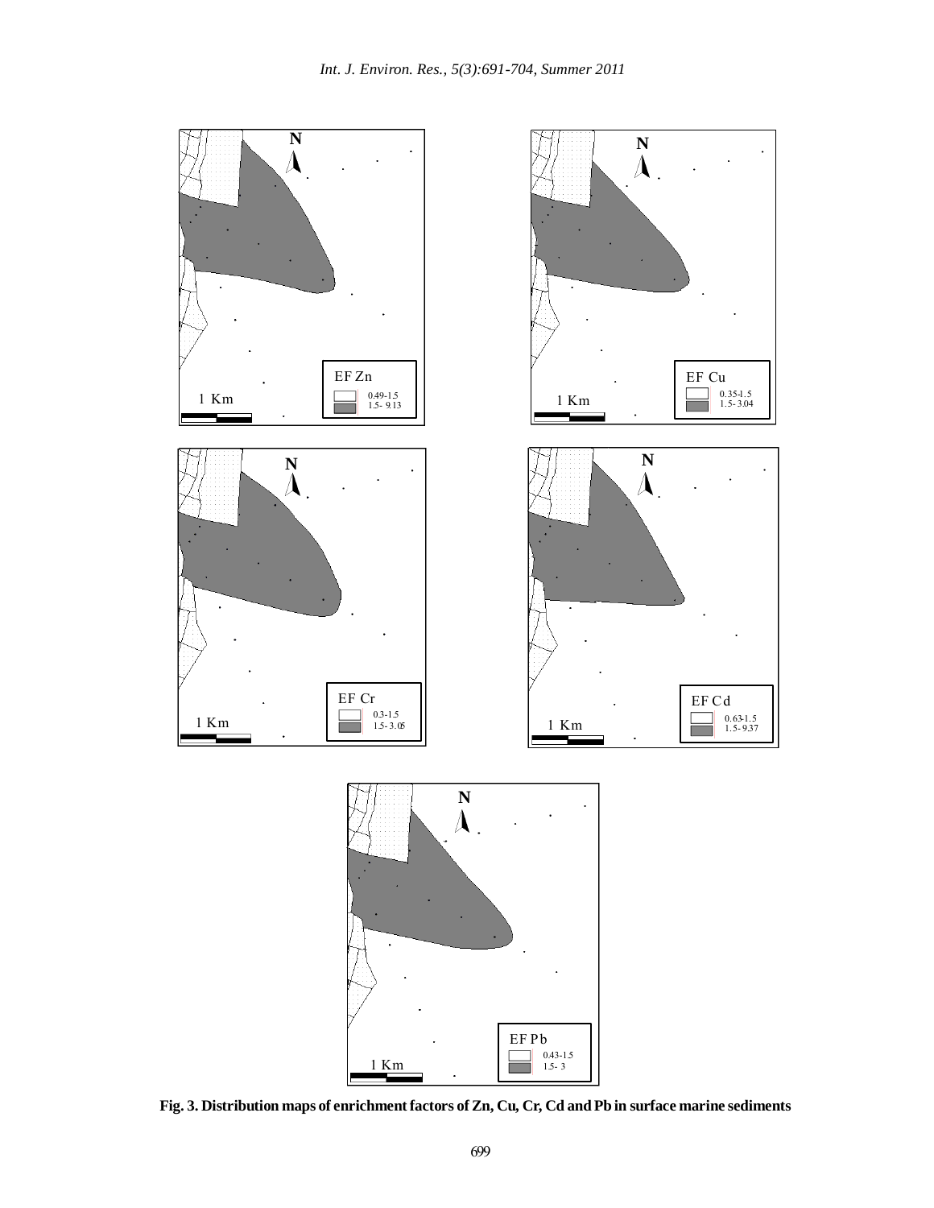EF Zn

0.49-1.5
1.5- 9.13

1 Km

EF Cu

0.35-1.5
1.5- 3.04

1 Km

EF Cr

0.3-1.5
1.5- 3.06

1 Km

EF Cd

0.63-1.5
1.5- 9.37

1 Km

EF Pb

0.43-1.5
1.5- 3

1 Km

**Fig. 3. Distribution maps of enrichment factors of Zn, Cu, Cr, Cd and Pb in surface marine sediments**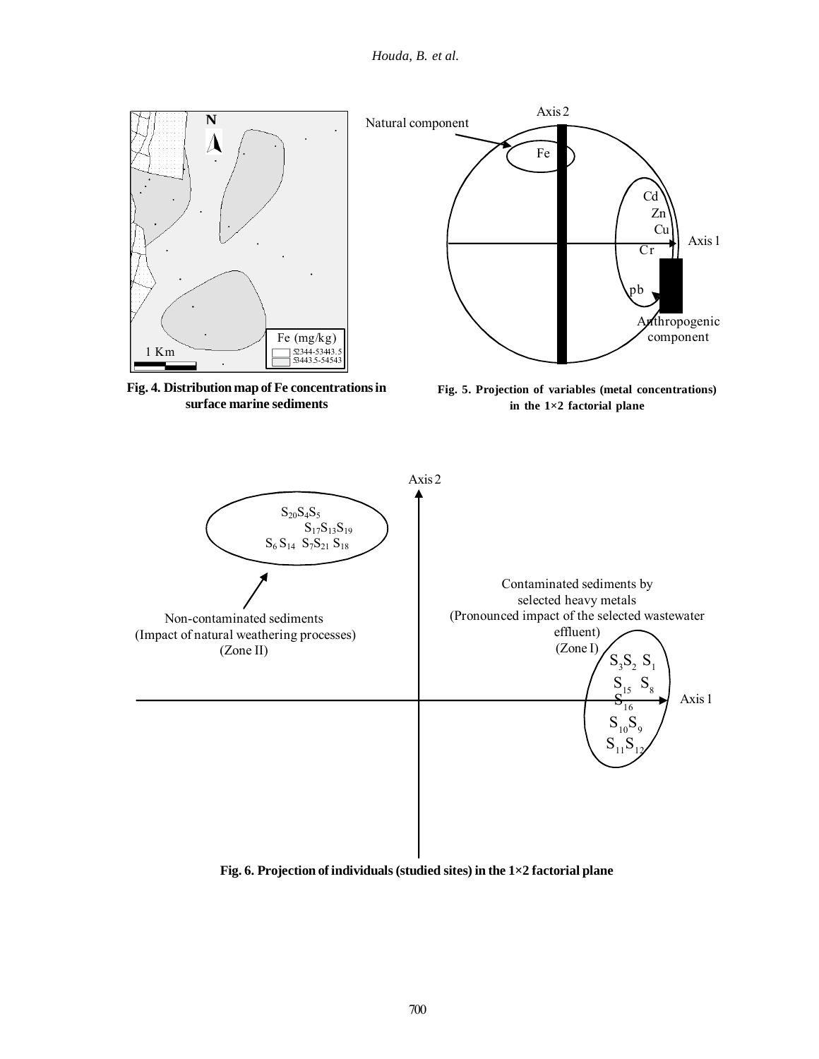Fig. 4. Distribution map of Fe concentrations in surface marine sediments

Fig. 5. Projection of variables (metal concentrations) in the 1×2 factorial plane

Fig. 6. Projection of individuals (studied sites) in the 1×2 factorial plane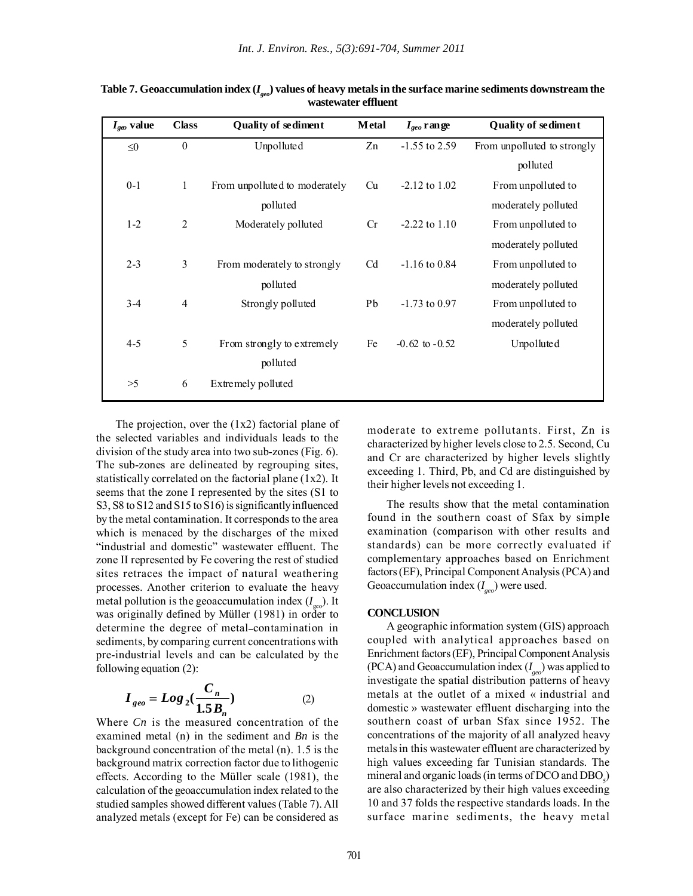**Table 7. Geoaccumulation index ($I_{geo}$) values of heavy metals in the surface marine sediments downstream the wastewater effluent**

| $I_{geo}$ value | Class | Quality of sediment | Metal | $I_{geo}$ range | Quality of sediment |
|---|---|---|---|---|---|
| ≤0 | 0 | Unpolluted | Zn | -1.55 to 2.59 | From unpolluted to strongly polluted |
| 0-1 | 1 | From unpolluted to moderately polluted | Cu | -2.12 to 1.02 | From unpolluted to moderately polluted |
| 1-2 | 2 | Moderately polluted | Cr | -2.22 to 1.10 | From unpolluted to moderately polluted |
| 2-3 | 3 | From moderately to strongly polluted | Cd | -1.16 to 0.84 | From unpolluted to moderately polluted |
| 3-4 | 4 | Strongly polluted | Pb | -1.73 to 0.97 | From unpolluted to moderately polluted |
| 4-5 | 5 | From strongly to extremely polluted | Fe | -0.62 to -0.52 | Unpolluted |
| >5 | 6 | Extremely polluted | | | |

The projection, over the (1x2) factorial plane of the selected variables and individuals leads to the division of the study area into two sub-zones (Fig. 6). The sub-zones are delineated by regrouping sites, statistically correlated on the factorial plane (1x2). It seems that the zone I represented by the sites (S1 to S3, S8 to S12 and S15 to S16) is significantly influenced by the metal contamination. It corresponds to the area which is menaced by the discharges of the mixed "industrial and domestic" wastewater effluent. The zone II represented by Fe covering the rest of studied sites retraces the impact of natural weathering processes. Another criterion to evaluate the heavy metal pollution is the geoaccumulation index ($I_{geo}$). It was originally defined by Müller (1981) in order to determine the degree of metal-contamination in sediments, by comparing current concentrations with pre-industrial levels and can be calculated by the following equation (2):

$$I_{geo} = Log_2\left(\frac{C_n}{1.5B_n}\right) \qquad (2)$$

Where $Cn$ is the measured concentration of the examined metal (n) in the sediment and $Bn$ is the background concentration of the metal (n). 1.5 is the background matrix correction factor due to lithogenic effects. According to the Müller scale (1981), the calculation of the geoaccumulation index related to the studied samples showed different values (Table 7). All analyzed metals (except for Fe) can be considered as moderate to extreme pollutants. First, Zn is characterized by higher levels close to 2.5. Second, Cu and Cr are characterized by higher levels slightly exceeding 1. Third, Pb, and Cd are distinguished by their higher levels not exceeding 1.

The results show that the metal contamination found in the southern coast of Sfax by simple examination (comparison with other results and standards) can be more correctly evaluated if complementary approaches based on Enrichment factors (EF), Principal Component Analysis (PCA) and Geoaccumulation index ($I_{geo}$) were used.

## CONCLUSION

A geographic information system (GIS) approach coupled with analytical approaches based on Enrichment factors (EF), Principal Component Analysis (PCA) and Geoaccumulation index ($I_{geo}$) was applied to investigate the spatial distribution patterns of heavy metals at the outlet of a mixed « industrial and domestic » wastewater effluent discharging into the southern coast of urban Sfax since 1952. The concentrations of the majority of all analyzed heavy metals in this wastewater effluent are characterized by high values exceeding far Tunisian standards. The mineral and organic loads (in terms of DCO and $DBO_5$) are also characterized by their high values exceeding 10 and 37 folds the respective standards loads. In the surface marine sediments, the heavy metal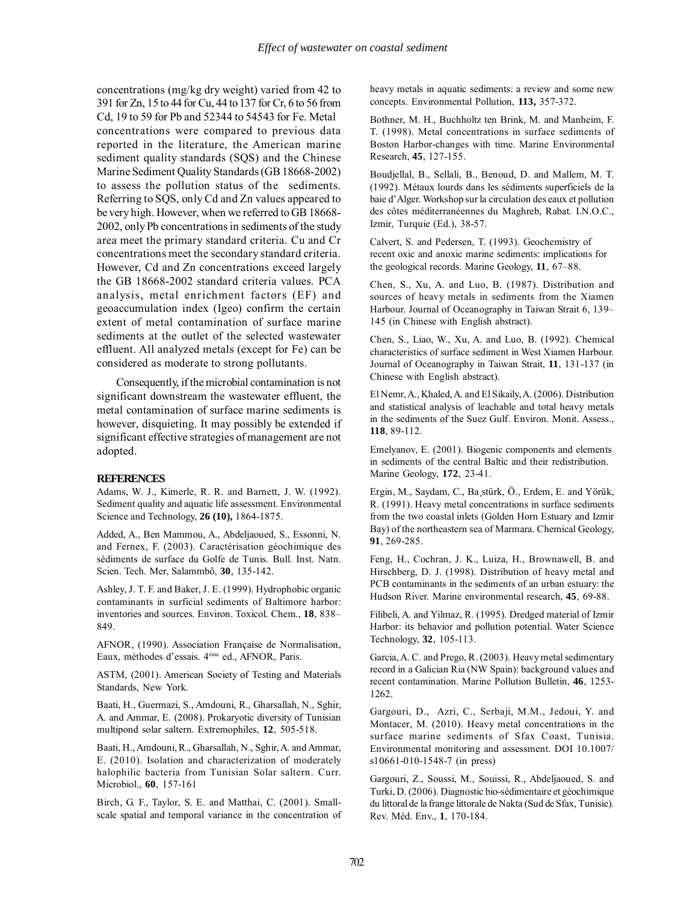concentrations (mg/kg dry weight) varied from 42 to 391 for Zn, 15 to 44 for Cu, 44 to 137 for Cr, 6 to 56 from Cd, 19 to 59 for Pb and 52344 to 54543 for Fe. Metal concentrations were compared to previous data reported in the literature, the American marine sediment quality standards (SQS) and the Chinese Marine Sediment Quality Standards (GB 18668-2002) to assess the pollution status of the sediments. Referring to SQS, only Cd and Zn values appeared to be very high. However, when we referred to GB 18668-2002, only Pb concentrations in sediments of the study area meet the primary standard criteria. Cu and Cr concentrations meet the secondary standard criteria. However, Cd and Zn concentrations exceed largely the GB 18668-2002 standard criteria values. PCA analysis, metal enrichment factors (EF) and geoaccumulation index (Igeo) confirm the certain extent of metal contamination of surface marine sediments at the outlet of the selected wastewater effluent. All analyzed metals (except for Fe) can be considered as moderate to strong pollutants.

Consequently, if the microbial contamination is not significant downstream the wastewater effluent, the metal contamination of surface marine sediments is however, disquieting. It may possibly be extended if significant effective strategies of management are not adopted.

## REFERENCES

Adams, W. J., Kimerle, R. R. and Barnett, J. W. (1992). Sediment quality and aquatic life assessment. Environmental Science and Technology, **26 (10),** 1864-1875.

Added, A., Ben Mammou, A., Abdeljaoued, S., Essonni, N. and Fernex, F. (2003). Caractérisation géochimique des sédiments de surface du Golfe de Tunis. Bull. Inst. Natn. Scien. Tech. Mer, Salammbô, **30**, 135-142.

Ashley, J. T. F. and Baker, J. E. (1999). Hydrophobic organic contaminants in surficial sediments of Baltimore harbor: inventories and sources. Environ. Toxicol. Chem., **18**, 838–849.

AFNOR, (1990). Association Française de Normalisation, Eaux, méthodes d'essais. 4ème ed., AFNOR, Paris.

ASTM, (2001). American Society of Testing and Materials Standards, New York.

Baati, H., Guermazi, S., Amdouni, R., Gharsallah, N., Sghir, A. and Ammar, E. (2008). Prokaryotic diversity of Tunisian multipond solar saltern. Extremophiles, **12**, 505-518.

Baati, H., Amdouni, R., Gharsallah, N., Sghir, A. and Ammar, E. (2010). Isolation and characterization of moderately halophilic bacteria from Tunisian Solar saltern. Curr. Microbiol., **60**, 157-161

Birch, G. F., Taylor, S. E. and Matthai, C. (2001). Small-scale spatial and temporal variance in the concentration of heavy metals in aquatic sediments: a review and some new concepts. Environmental Pollution, **113,** 357-372.

Bothner, M. H., Buchholtz ten Brink, M. and Manheim, F. T. (1998). Metal concentrations in surface sediments of Boston Harbor-changes with time. Marine Environmental Research, **45**, 127-155.

Boudjellal, B., Sellali, B., Benoud, D. and Mallem, M. T. (1992). Métaux lourds dans les sédiments superficiels de la baie d'Alger. Workshop sur la circulation des eaux et pollution des côtes méditerranéennes du Maghreb, Rabat. I.N.O.C., Izmir, Turquie (Ed.), 38-57.

Calvert, S. and Pedersen, T. (1993). Geochemistry of recent oxic and anoxic marine sediments: implications for the geological records. Marine Geology, **11**, 67–88.

Chen, S., Xu, A. and Luo, B. (1987). Distribution and sources of heavy metals in sediments from the Xiamen Harbour. Journal of Oceanography in Taiwan Strait 6, 139–145 (in Chinese with English abstract).

Chen, S., Liao, W., Xu, A. and Luo, B. (1992). Chemical characteristics of surface sediment in West Xiamen Harbour. Journal of Oceanography in Taiwan Strait, **11**, 131-137 (in Chinese with English abstract).

El Nemr, A., Khaled, A. and El Sikaily, A. (2006). Distribution and statistical analysis of leachable and total heavy metals in the sediments of the Suez Gulf. Environ. Monit. Assess., **118**, 89-112.

Emelyanov, E. (2001). Biogenic components and elements in sediments of the central Baltic and their redistribution. Marine Geology, **172**, 23-41.

Ergin, M., Saydam, C., Ba¸stürk, Ö., Erdem, E. and Yörük, R. (1991). Heavy metal concentrations in surface sediments from the two coastal inlets (Golden Horn Estuary and Izmir Bay) of the northeastern sea of Marmara. Chemical Geology, **91**, 269-285.

Feng, H., Cochran, J. K., Luiza, H., Brownawell, B. and Hirschberg, D. J. (1998). Distribution of heavy metal and PCB contaminants in the sediments of an urban estuary: the Hudson River. Marine environmental research, **45**, 69-88.

Filibeli, A. and Yilmaz, R. (1995). Dredged material of Izmir Harbor: its behavior and pollution potential. Water Science Technology, **32**, 105-113.

Garcia, A. C. and Prego, R. (2003). Heavy metal sedimentary record in a Galician Ria (NW Spain): background values and recent contamination. Marine Pollution Bulletin, **46**, 1253-1262.

Gargouri, D., Azri, C., Serbaji, M.M., Jedoui, Y. and Montacer, M. (2010). Heavy metal concentrations in the surface marine sediments of Sfax Coast, Tunisia. Environmental monitoring and assessment. DOI 10.1007/s10661-010-1548-7 (in press)

Gargouri, Z., Soussi, M., Souissi, R., Abdeljaoued, S. and Turki, D. (2006). Diagnostic bio-sédimentaire et géochimique du littoral de la frange littorale de Nakta (Sud de Sfax, Tunisie). Rev. Méd. Env., **1**, 170-184.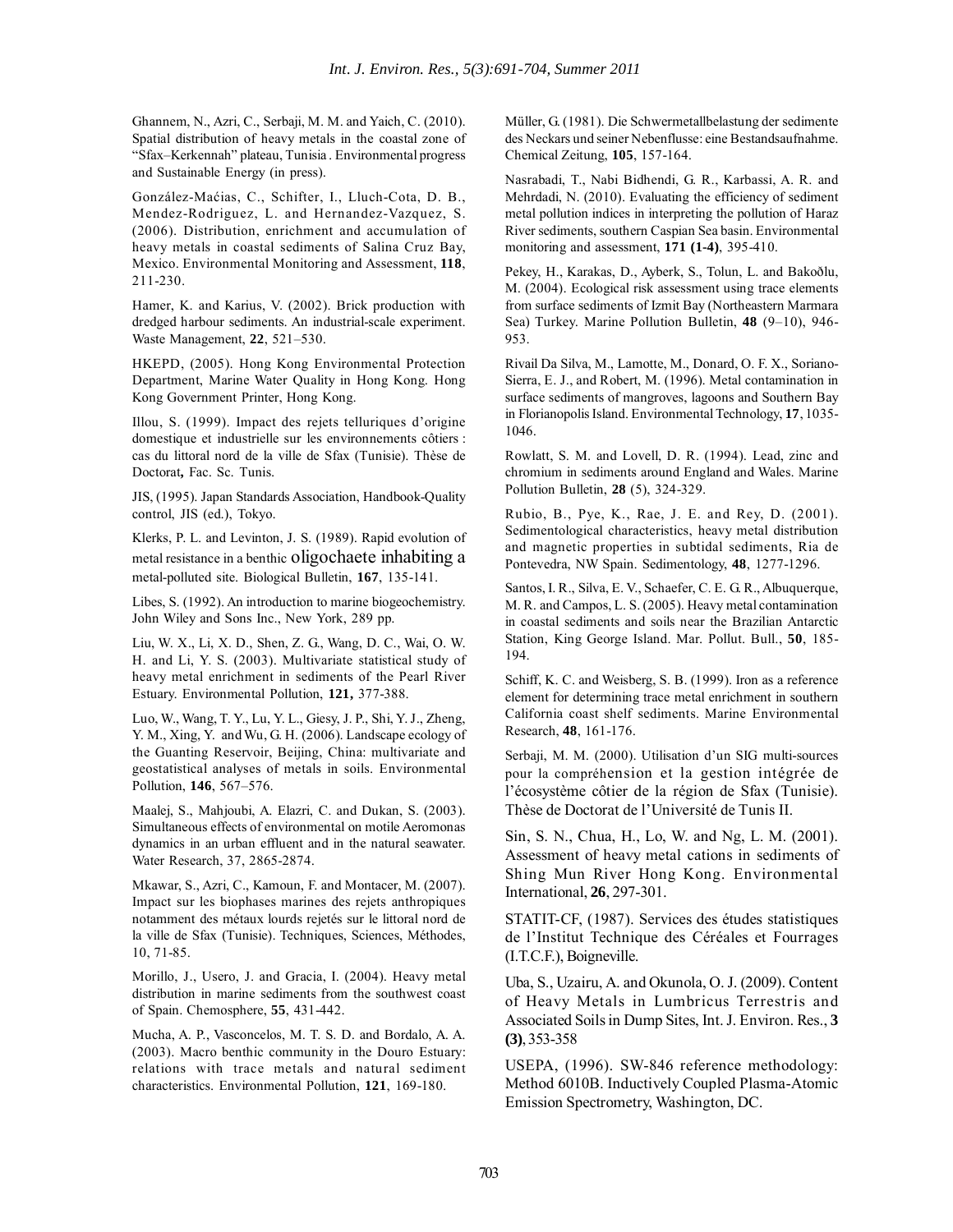Ghannem, N., Azri, C., Serbaji, M. M. and Yaich, C. (2010). Spatial distribution of heavy metals in the coastal zone of "Sfax–Kerkennah" plateau, Tunisia . Environmental progress and Sustainable Energy (in press).

González-Maćias, C., Schifter, I., Lluch-Cota, D. B., Mendez-Rodriguez, L. and Hernandez-Vazquez, S. (2006). Distribution, enrichment and accumulation of heavy metals in coastal sediments of Salina Cruz Bay, Mexico. Environmental Monitoring and Assessment, **118**, 211-230.

Hamer, K. and Karius, V. (2002). Brick production with dredged harbour sediments. An industrial-scale experiment. Waste Management, **22**, 521–530.

HKEPD, (2005). Hong Kong Environmental Protection Department, Marine Water Quality in Hong Kong. Hong Kong Government Printer, Hong Kong.

Illou, S. (1999). Impact des rejets telluriques d'origine domestique et industrielle sur les environnements côtiers : cas du littoral nord de la ville de Sfax (Tunisie). Thèse de Doctorat**,** Fac. Sc. Tunis.

JIS, (1995). Japan Standards Association, Handbook-Quality control, JIS (ed.), Tokyo.

Klerks, P. L. and Levinton, J. S. (1989). Rapid evolution of metal resistance in a benthic oligochaete inhabiting a metal-polluted site. Biological Bulletin, **167**, 135-141.

Libes, S. (1992). An introduction to marine biogeochemistry. John Wiley and Sons Inc., New York, 289 pp.

Liu, W. X., Li, X. D., Shen, Z. G., Wang, D. C., Wai, O. W. H. and Li, Y. S. (2003). Multivariate statistical study of heavy metal enrichment in sediments of the Pearl River Estuary. Environmental Pollution, **121,** 377-388.

Luo, W., Wang, T. Y., Lu, Y. L., Giesy, J. P., Shi, Y. J., Zheng, Y. M., Xing, Y. and Wu, G. H. (2006). Landscape ecology of the Guanting Reservoir, Beijing, China: multivariate and geostatistical analyses of metals in soils. Environmental Pollution, **146**, 567–576.

Maalej, S., Mahjoubi, A. Elazri, C. and Dukan, S. (2003). Simultaneous effects of environmental on motile Aeromonas dynamics in an urban effluent and in the natural seawater. Water Research, 37, 2865-2874.

Mkawar, S., Azri, C., Kamoun, F. and Montacer, M. (2007). Impact sur les biophases marines des rejets anthropiques notamment des métaux lourds rejetés sur le littoral nord de la ville de Sfax (Tunisie). Techniques, Sciences, Méthodes, 10, 71-85.

Morillo, J., Usero, J. and Gracia, I. (2004). Heavy metal distribution in marine sediments from the southwest coast of Spain. Chemosphere, **55**, 431-442.

Mucha, A. P., Vasconcelos, M. T. S. D. and Bordalo, A. A. (2003). Macro benthic community in the Douro Estuary: relations with trace metals and natural sediment characteristics. Environmental Pollution, **121**, 169-180.

Müller, G. (1981). Die Schwermetallbelastung der sedimente des Neckars und seiner Nebenflusse: eine Bestandsaufnahme. Chemical Zeitung, **105**, 157-164.

Nasrabadi, T., Nabi Bidhendi, G. R., Karbassi, A. R. and Mehrdadi, N. (2010). Evaluating the efficiency of sediment metal pollution indices in interpreting the pollution of Haraz River sediments, southern Caspian Sea basin. Environmental monitoring and assessment, **171 (1-4)**, 395-410.

Pekey, H., Karakas, D., Ayberk, S., Tolun, L. and Bakoðlu, M. (2004). Ecological risk assessment using trace elements from surface sediments of Izmit Bay (Northeastern Marmara Sea) Turkey. Marine Pollution Bulletin, **48** (9–10), 946-953.

Rivail Da Silva, M., Lamotte, M., Donard, O. F. X., Soriano-Sierra, E. J., and Robert, M. (1996). Metal contamination in surface sediments of mangroves, lagoons and Southern Bay in Florianopolis Island. Environmental Technology, **17**, 1035-1046.

Rowlatt, S. M. and Lovell, D. R. (1994). Lead, zinc and chromium in sediments around England and Wales. Marine Pollution Bulletin, **28** (5), 324-329.

Rubio, B., Pye, K., Rae, J. E. and Rey, D. (2001). Sedimentological characteristics, heavy metal distribution and magnetic properties in subtidal sediments, Ria de Pontevedra, NW Spain. Sedimentology, **48**, 1277-1296.

Santos, I. R., Silva, E. V., Schaefer, C. E. G. R., Albuquerque, M. R. and Campos, L. S. (2005). Heavy metal contamination in coastal sediments and soils near the Brazilian Antarctic Station, King George Island. Mar. Pollut. Bull., **50**, 185-194.

Schiff, K. C. and Weisberg, S. B. (1999). Iron as a reference element for determining trace metal enrichment in southern California coast shelf sediments. Marine Environmental Research, **48**, 161-176.

Serbaji, M. M. (2000). Utilisation d'un SIG multi-sources pour la compréhension et la gestion intégrée de l'écosystème côtier de la région de Sfax (Tunisie). Thèse de Doctorat de l'Université de Tunis II.

Sin, S. N., Chua, H., Lo, W. and Ng, L. M. (2001). Assessment of heavy metal cations in sediments of Shing Mun River Hong Kong. Environmental International, **26**, 297-301.

STATIT-CF, (1987). Services des études statistiques de l'Institut Technique des Céréales et Fourrages (I.T.C.F.), Boigneville.

Uba, S., Uzairu, A. and Okunola, O. J. (2009). Content of Heavy Metals in Lumbricus Terrestris and Associated Soils in Dump Sites, Int. J. Environ. Res., **3 (3)**, 353-358

USEPA, (1996). SW-846 reference methodology: Method 6010B. Inductively Coupled Plasma-Atomic Emission Spectrometry, Washington, DC.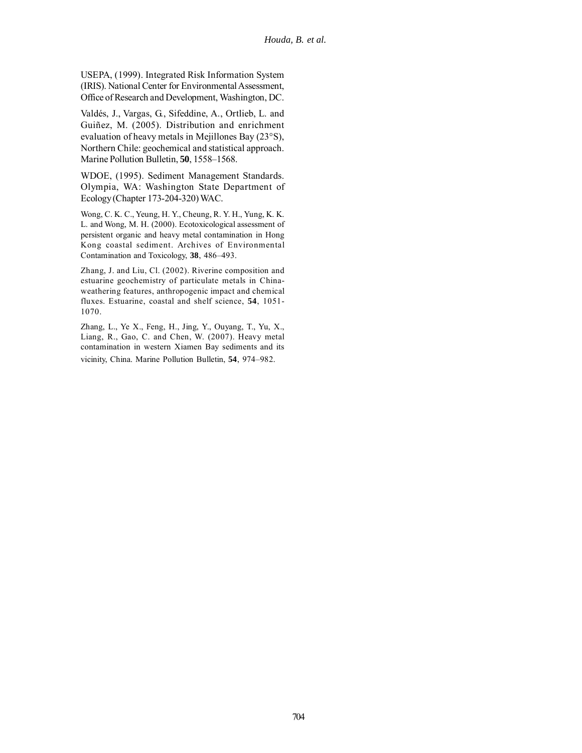USEPA, (1999). Integrated Risk Information System (IRIS). National Center for Environmental Assessment, Office of Research and Development, Washington, DC.

Valdés, J., Vargas, G., Sifeddine, A., Ortlieb, L. and Guiñez, M. (2005). Distribution and enrichment evaluation of heavy metals in Mejillones Bay (23°S), Northern Chile: geochemical and statistical approach. Marine Pollution Bulletin, **50**, 1558–1568.

WDOE, (1995). Sediment Management Standards. Olympia, WA: Washington State Department of Ecology (Chapter 173-204-320) WAC.

Wong, C. K. C., Yeung, H. Y., Cheung, R. Y. H., Yung, K. K. L. and Wong, M. H. (2000). Ecotoxicological assessment of persistent organic and heavy metal contamination in Hong Kong coastal sediment. Archives of Environmental Contamination and Toxicology, **38**, 486–493.

Zhang, J. and Liu, Cl. (2002). Riverine composition and estuarine geochemistry of particulate metals in China-weathering features, anthropogenic impact and chemical fluxes. Estuarine, coastal and shelf science, **54**, 1051-1070.

Zhang, L., Ye X., Feng, H., Jing, Y., Ouyang, T., Yu, X., Liang, R., Gao, C. and Chen, W. (2007). Heavy metal contamination in western Xiamen Bay sediments and its vicinity, China. Marine Pollution Bulletin, **54**, 974–982.